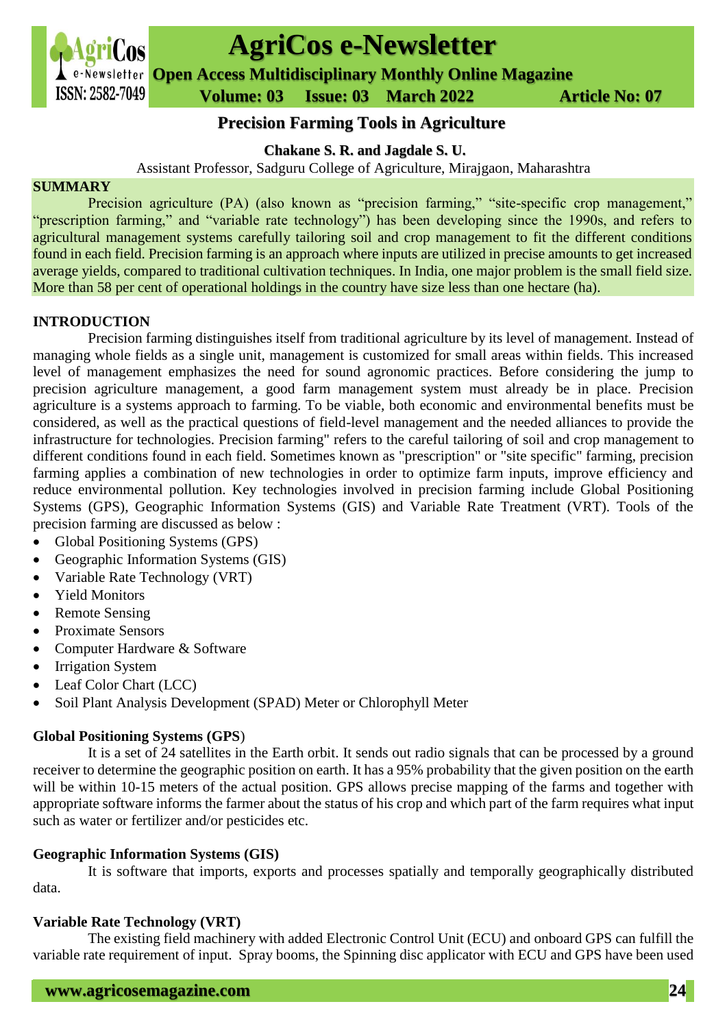# Precision Farming Tools in Agriculture

**Chakane S. R. and Jagdale S. U.**

Assistant Professor, Sadguru College of Agriculture, Mirajgaon, Maharashtra

## SUMMARY

Precision agriculture (PA) (also known as "precision farming," "site-specific crop management," "prescription farming," and "variable rate technology") has been developing since the 1990s, and refers to agricultural management systems carefully tailoring soil and crop management to fit the different conditions found in each field. Precision farming is an approach where inputs are utilized in precise amounts to get increased average yields, compared to traditional cultivation techniques. In India, one major problem is the small field size. More than 58 per cent of operational holdings in the country have size less than one hectare (ha).

## INTRODUCTION

Precision farming distinguishes itself from traditional agriculture by its level of management. Instead of managing whole fields as a single unit, management is customized for small areas within fields. This increased level of management emphasizes the need for sound agronomic practices. Before considering the jump to precision agriculture management, a good farm management system must already be in place. Precision agriculture is a systems approach to farming. To be viable, both economic and environmental benefits must be considered, as well as the practical questions of field-level management and the needed alliances to provide the infrastructure for technologies. Precision farming" refers to the careful tailoring of soil and crop management to different conditions found in each field. Sometimes known as "prescription" or "site specific" farming, precision farming applies a combination of new technologies in order to optimize farm inputs, improve efficiency and reduce environmental pollution. Key technologies involved in precision farming include Global Positioning Systems (GPS), Geographic Information Systems (GIS) and Variable Rate Treatment (VRT). Tools of the precision farming are discussed as below :

- Global Positioning Systems (GPS)
- Geographic Information Systems (GIS)
- Variable Rate Technology (VRT)
- Yield Monitors
- Remote Sensing
- Proximate Sensors
- Computer Hardware & Software
- Irrigation System
- Leaf Color Chart (LCC)
- Soil Plant Analysis Development (SPAD) Meter or Chlorophyll Meter

### Global Positioning Systems (GPS)

It is a set of 24 satellites in the Earth orbit. It sends out radio signals that can be processed by a ground receiver to determine the geographic position on earth. It has a 95% probability that the given position on the earth will be within 10-15 meters of the actual position. GPS allows precise mapping of the farms and together with appropriate software informs the farmer about the status of his crop and which part of the farm requires what input such as water or fertilizer and/or pesticides etc.

### Geographic Information Systems (GIS)

It is software that imports, exports and processes spatially and temporally geographically distributed data.

### Variable Rate Technology (VRT)

The existing field machinery with added Electronic Control Unit (ECU) and onboard GPS can fulfill the variable rate requirement of input. Spray booms, the Spinning disc applicator with ECU and GPS have been used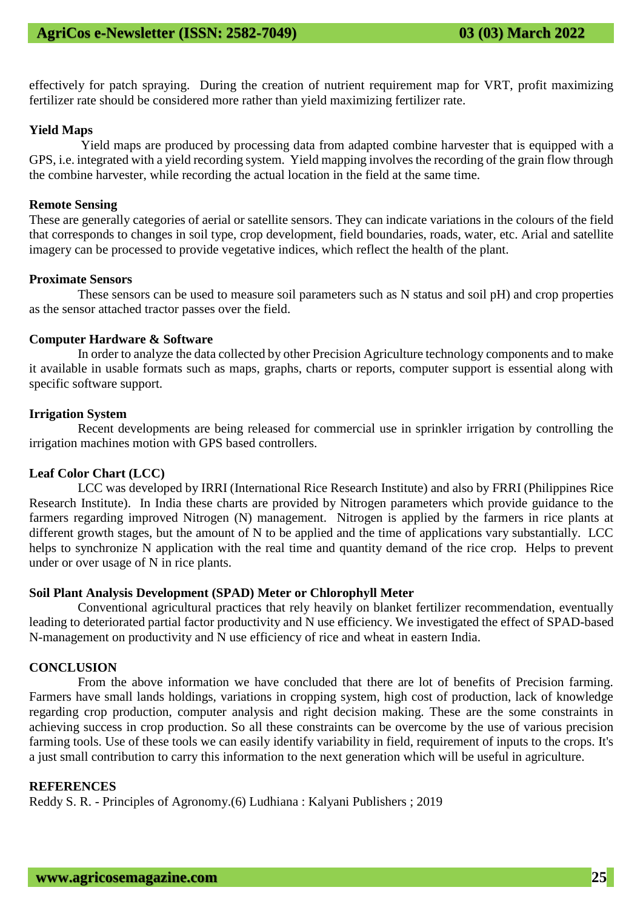effectively for patch spraying. During the creation of nutrient requirement map for VRT, profit maximizing fertilizer rate should be considered more rather than yield maximizing fertilizer rate.

**Yield Maps**

Yield maps are produced by processing data from adapted combine harvester that is equipped with a GPS, i.e. integrated with a yield recording system. Yield mapping involves the recording of the grain flow through the combine harvester, while recording the actual location in the field at the same time.

**Remote Sensing**

These are generally categories of aerial or satellite sensors. They can indicate variations in the colours of the field that corresponds to changes in soil type, crop development, field boundaries, roads, water, etc. Arial and satellite imagery can be processed to provide vegetative indices, which reflect the health of the plant.

**Proximate Sensors**

These sensors can be used to measure soil parameters such as N status and soil pH) and crop properties as the sensor attached tractor passes over the field.

**Computer Hardware & Software**

In order to analyze the data collected by other Precision Agriculture technology components and to make it available in usable formats such as maps, graphs, charts or reports, computer support is essential along with specific software support.

**Irrigation System**

Recent developments are being released for commercial use in sprinkler irrigation by controlling the irrigation machines motion with GPS based controllers.

**Leaf Color Chart (LCC)**

LCC was developed by IRRI (International Rice Research Institute) and also by FRRI (Philippines Rice Research Institute). In India these charts are provided by Nitrogen parameters which provide guidance to the farmers regarding improved Nitrogen (N) management. Nitrogen is applied by the farmers in rice plants at different growth stages, but the amount of N to be applied and the time of applications vary substantially. LCC helps to synchronize N application with the real time and quantity demand of the rice crop. Helps to prevent under or over usage of N in rice plants.

**Soil Plant Analysis Development (SPAD) Meter or Chlorophyll Meter**

Conventional agricultural practices that rely heavily on blanket fertilizer recommendation, eventually leading to deteriorated partial factor productivity and N use efficiency. We investigated the effect of SPAD-based N-management on productivity and N use efficiency of rice and wheat in eastern India.

**CONCLUSION**

From the above information we have concluded that there are lot of benefits of Precision farming. Farmers have small lands holdings, variations in cropping system, high cost of production, lack of knowledge regarding crop production, computer analysis and right decision making. These are the some constraints in achieving success in crop production. So all these constraints can be overcome by the use of various precision farming tools. Use of these tools we can easily identify variability in field, requirement of inputs to the crops. It's a just small contribution to carry this information to the next generation which will be useful in agriculture.

**REFERENCES**

Reddy S. R. - Principles of Agronomy.(6) Ludhiana : Kalyani Publishers ; 2019